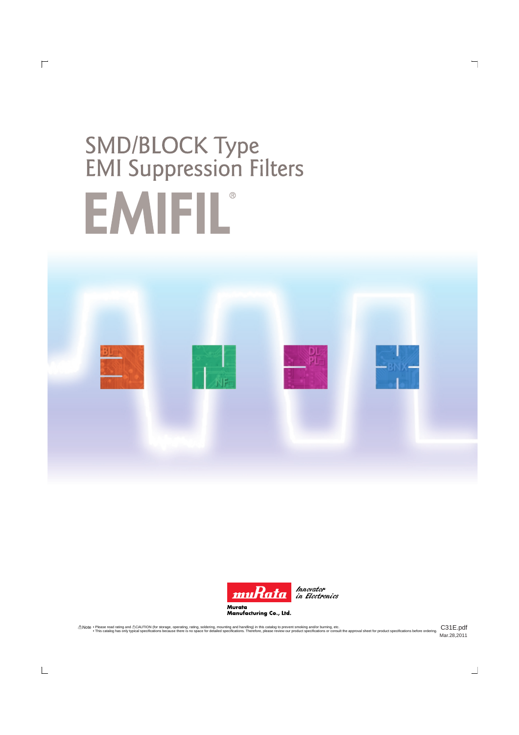# SMD/BLOCK Type EMI Suppression Filters

# EMIFIL®

BL□

NF□

DL□ PL□

BNX

muRata Innovator in Electronics

Murata Manufacturing Co., Ltd.

⚠Note • Please read rating and ⚠CAUTION (for storage, operating, rating, soldering, mounting and handling) in this catalog to prevent smoking and/or burning, etc.
• This catalog has only typical specifications because there is no space for detailed specifications. Therefore, please review our product specifications or consult the approval sheet for product specifications before ordering.

C31E.pdf
Mar.28,2011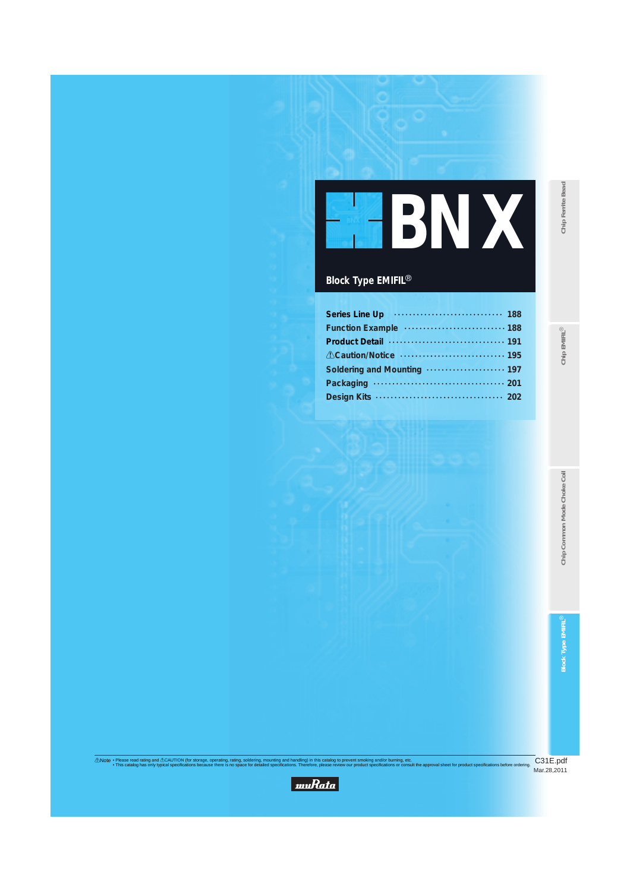# BNX

## Block Type EMIFIL®

| | |
|---|---|
| Series Line Up | 188 |
| Function Example | 188 |
| Product Detail | 191 |
| ⚠Caution/Notice | 195 |
| Soldering and Mounting | 197 |
| Packaging | 201 |
| Design Kits | 202 |

Chip Ferrite Bead

Chip EMIFIL®

Chip Common Mode Choke Coil

Block Type EMIFIL®

⚠Note • Please read rating and ⚠CAUTION (for storage, operating, rating, soldering, mounting and handling) in this catalog to prevent smoking and/or burning, etc.
• This catalog has only typical specifications because there is no space for detailed specifications. Therefore, please review our product specifications or consult the approval sheet for product specifications before ordering.

C31E.pdf
Mar.28,2011

muRata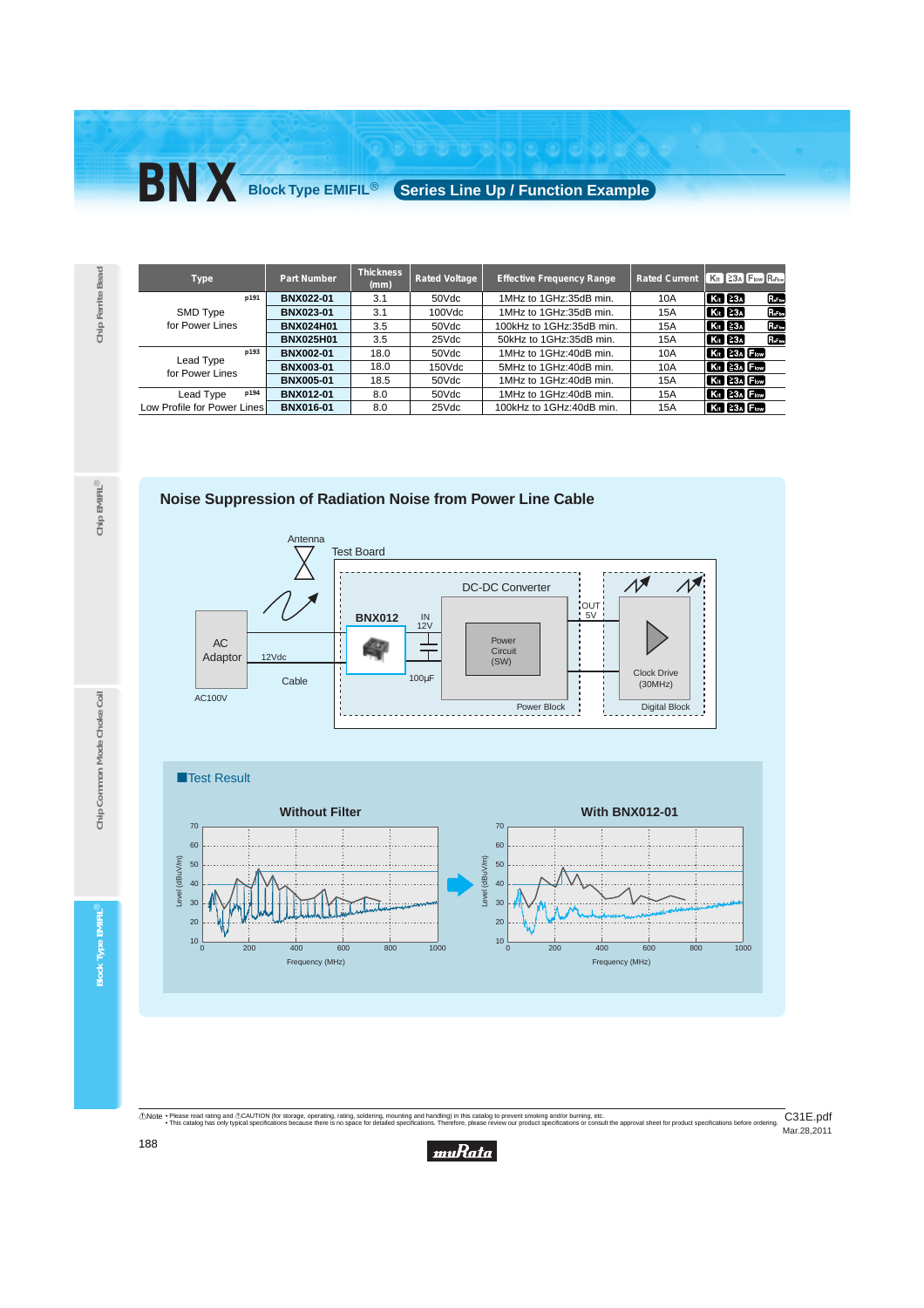# BNX Block Type EMIFIL® Series Line Up / Function Example

| Type | Part Number | Thickness (mm) | Rated Voltage | Effective Frequency Range | Rated Current | |
|---|---|---|---|---|---|---|
| SMD Type for Power Lines (p191) | BNX022-01 | 3.1 | 50Vdc | 1MHz to 1GHz:35dB min. | 10A | K, ≥3A, RFlow |
| | BNX023-01 | 3.1 | 100Vdc | 1MHz to 1GHz:35dB min. | 15A | K, ≥3A, RFlow |
| | BNX024H01 | 3.5 | 50Vdc | 100kHz to 1GHz:35dB min. | 15A | K, ≥3A, RFlow |
| | BNX025H01 | 3.5 | 25Vdc | 50kHz to 1GHz:35dB min. | 15A | K, ≥3A, RFlow |
| Lead Type for Power Lines (p193) | BNX002-01 | 18.0 | 50Vdc | 1MHz to 1GHz:40dB min. | 10A | K, ≥3A, Flow |
| | BNX003-01 | 18.0 | 150Vdc | 5MHz to 1GHz:40dB min. | 10A | K, ≥3A, Flow |
| | BNX005-01 | 18.5 | 50Vdc | 1MHz to 1GHz:40dB min. | 15A | K, ≥3A, Flow |
| Lead Type Low Profile for Power Lines (p194) | BNX012-01 | 8.0 | 50Vdc | 1MHz to 1GHz:40dB min. | 15A | K, ≥3A, Flow |
| | BNX016-01 | 8.0 | 25Vdc | 100kHz to 1GHz:40dB min. | 15A | K, ≥3A, Flow |

## Noise Suppression of Radiation Noise from Power Line Cable

Antenna, Test Board, AC Adaptor, AC100V, 12Vdc, Cable, BNX012, IN 12V, 100µF, DC-DC Converter, Power Circuit (SW), Power Block, OUT 5V, Clock Drive (30MHz), Digital Block

### ■Test Result

Without Filter — With BNX012-01

Level (dBuV/m) vs. Frequency (MHz)

Note • Please read rating and CAUTION (for storage, operating, rating, soldering, mounting and handling) in this catalog to prevent smoking and/or burning, etc.
• This catalog has only typical specifications because there is no space for detailed specifications. Therefore, please review our product specifications or consult the approval sheet for product specifications before ordering.

C31E.pdf
Mar.28,2011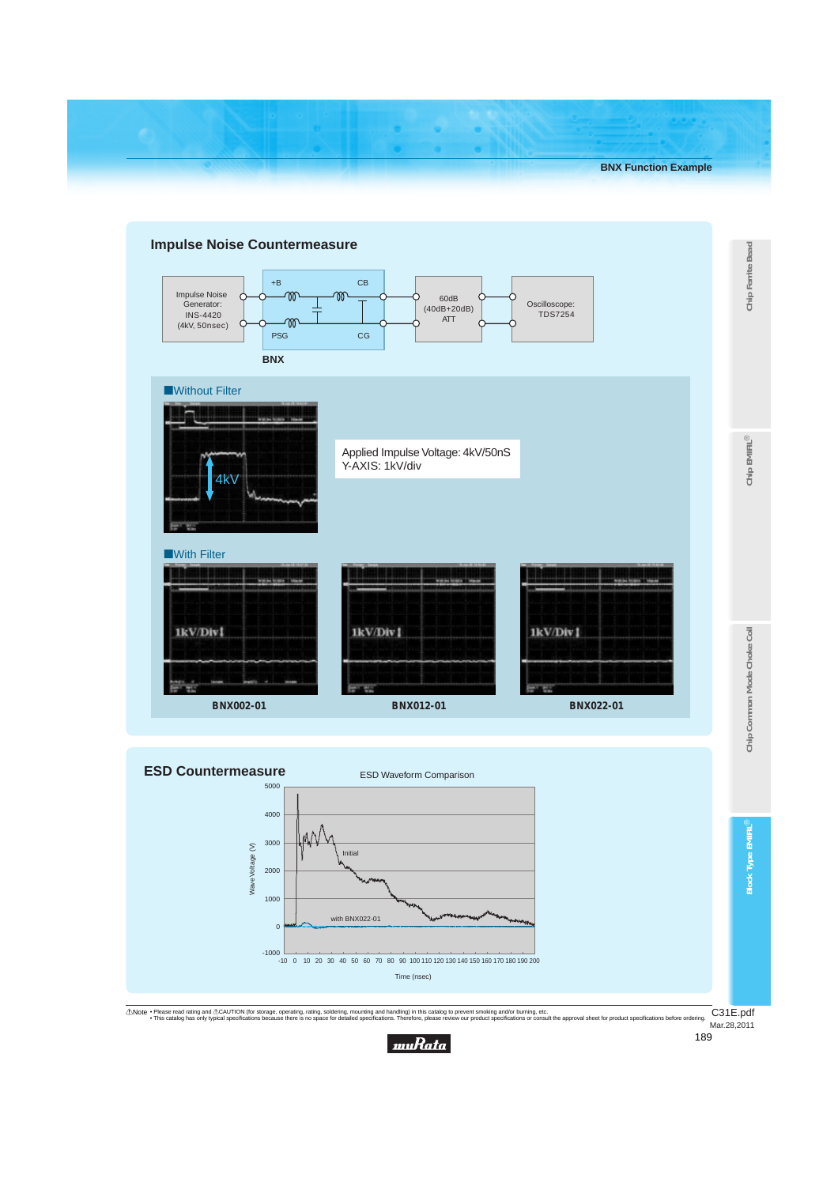## Impulse Noise Countermeasure

Impulse Noise Generator: INS-4420 (4kV, 50nsec) — +B / CB / PSG / CG — BNX — 60dB (40dB+20dB) ATT — Oscilloscope: TDS7254

### ■Without Filter

Applied Impulse Voltage: 4kV/50nS
Y-AXIS: 1kV/div

4kV

### ■With Filter

1kV/Div

BNX002-01

1kV/Div

BNX012-01

1kV/Div

BNX022-01

## ESD Countermeasure

ESD Waveform Comparison

Wave Voltage (V): -1000, 0, 1000, 2000, 3000, 4000, 5000

Time (nsec): -10, 0, 10, 20, 30, 40, 50, 60, 70, 80, 90, 100, 110, 120, 130, 140, 150, 160, 170, 180, 190, 200

Initial

with BNX022-01

⚠Note • Please read rating and ⚠CAUTION (for storage, operating, rating, soldering, mounting and handling) in this catalog to prevent smoking and/or burning, etc.
• This catalog has only typical specifications because there is no space for detailed specifications. Therefore, please review our product specifications or consult the approval sheet for product specifications before ordering.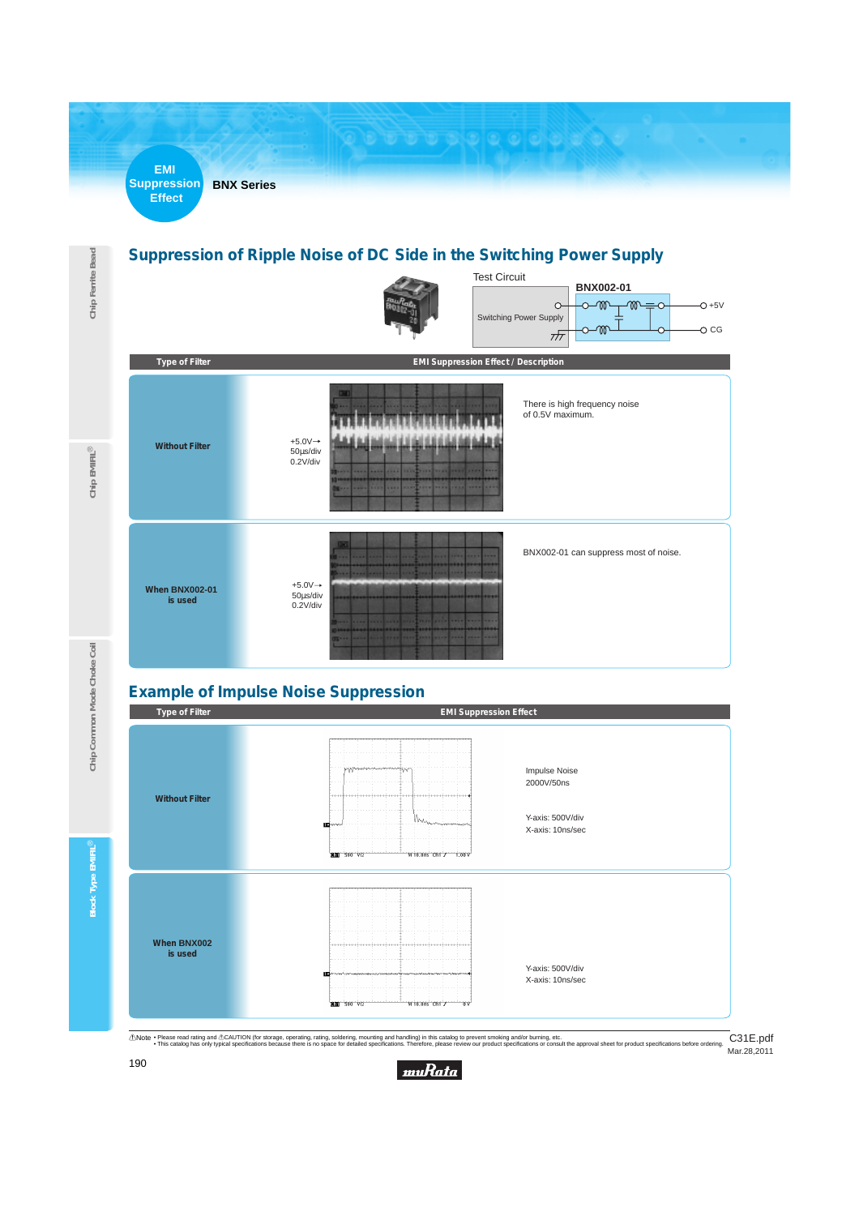EMI Suppression Effect

BNX Series

## Suppression of Ripple Noise of DC Side in the Switching Power Supply

Test Circuit

BNX002-01

Switching Power Supply | +5V | CG

| Type of Filter | | EMI Suppression Effect / Description |
|---|---|---|
| Without Filter | +5.0V→ 50µs/div 0.2V/div | There is high frequency noise of 0.5V maximum. |
| When BNX002-01 is used | +5.0V→ 50µs/div 0.2V/div | BNX002-01 can suppress most of noise. |

## Example of Impulse Noise Suppression

| Type of Filter | EMI Suppression Effect |
|---|---|
| Without Filter | Impulse Noise 2000V/50ns<br>Y-axis: 500V/div<br>X-axis: 10ns/sec |
| When BNX002 is used | Y-axis: 500V/div<br>X-axis: 10ns/sec |

⚠Note • Please read rating and ⚠CAUTION (for storage, operating, rating, soldering, mounting and handling) in this catalog to prevent smoking and/or burning, etc.
• This catalog has only typical specifications because there is no space for detailed specifications. Therefore, please review our product specifications or consult the approval sheet for product specifications before ordering.

C31E.pdf
Mar.28,2011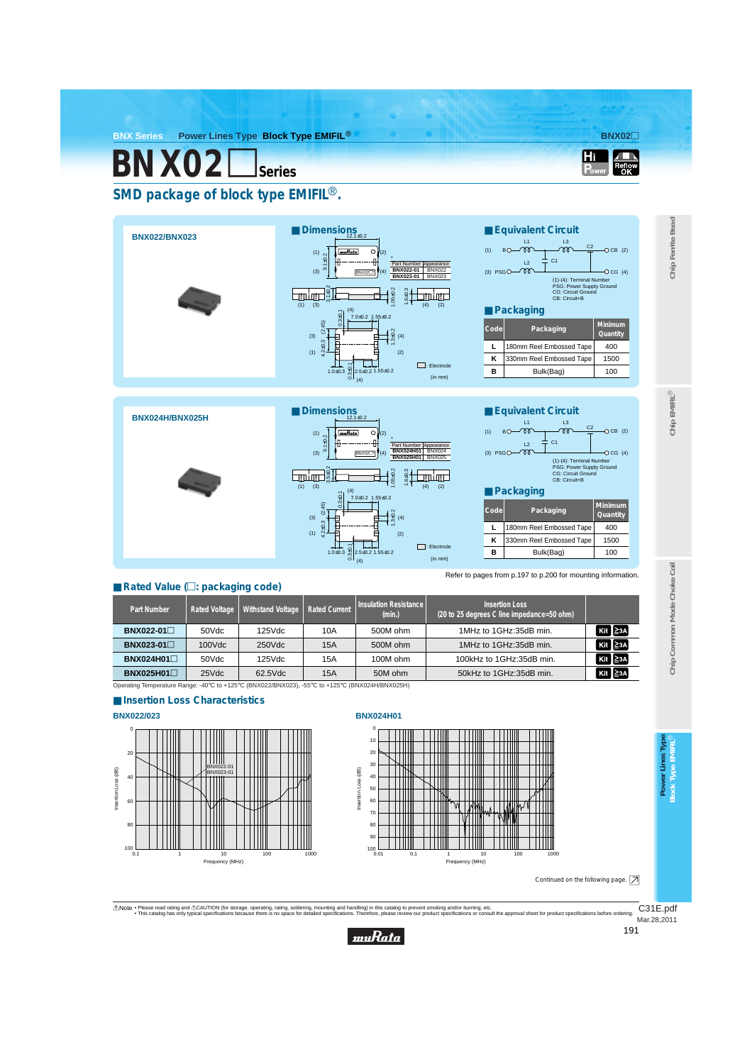# BNX02□ Series

## SMD package of block type EMIFIL®.

### BNX022/BNX023

#### Dimensions

| Part Number | Appearance |
|---|---|
| BNX022-01 | BNX022 |
| BNX023-01 | BNX023 |

□: Electrode

(in mm)

#### Equivalent Circuit

(1)-(4): Terminal Number
PSG: Power Supply Ground
CG: Circuit Ground
CB: Circuit+B

#### Packaging

| Code | Packaging | Minimum Quantity |
|---|---|---|
| L | 180mm Reel Embossed Tape | 400 |
| K | 330mm Reel Embossed Tape | 1500 |
| B | Bulk(Bag) | 100 |

### BNX024H/BNX025H

#### Dimensions

| Part Number | Appearance |
|---|---|
| BNX024H01 | BNX024 |
| BNX025H01 | BNX025 |

□: Electrode

(in mm)

#### Equivalent Circuit

(1)-(4): Terminal Number
PSG: Power Supply Ground
CG: Circuit Ground
CB: Circuit+B

#### Packaging

| Code | Packaging | Minimum Quantity |
|---|---|---|
| L | 180mm Reel Embossed Tape | 400 |
| K | 330mm Reel Embossed Tape | 1500 |
| B | Bulk(Bag) | 100 |

Refer to pages from p.197 to p.200 for mounting information.

## Rated Value (□: packaging code)

| Part Number | Rated Voltage | Withstand Voltage | Rated Current | Insulation Resistance (min.) | Insertion Loss (20 to 25 degrees C line impedance=50 ohm) | |
|---|---|---|---|---|---|---|
| BNX022-01□ | 50Vdc | 125Vdc | 10A | 500M ohm | 1MHz to 1GHz:35dB min. | Kit ≧3A |
| BNX023-01□ | 100Vdc | 250Vdc | 15A | 500M ohm | 1MHz to 1GHz:35dB min. | Kit ≧3A |
| BNX024H01□ | 50Vdc | 125Vdc | 15A | 100M ohm | 100kHz to 1GHz:35dB min. | Kit ≧3A |
| BNX025H01□ | 25Vdc | 62.5Vdc | 15A | 50M ohm | 50kHz to 1GHz:35dB min. | Kit ≧3A |

Operating Temperature Range: -40°C to +125°C (BNX022/BNX023), -55°C to +125°C (BNX024H/BNX025H)

## Insertion Loss Characteristics

BNX022/023

BNX024H01

Continued on the following page.

⚠Note • Please read rating and ⚠CAUTION (for storage, operating, rating, soldering, mounting and handling) in this catalog to prevent smoking and/or burning, etc.
• This catalog has only typical specifications because there is no space for detailed specifications. Therefore, please review our product specifications or consult the approval sheet for product specifications before ordering.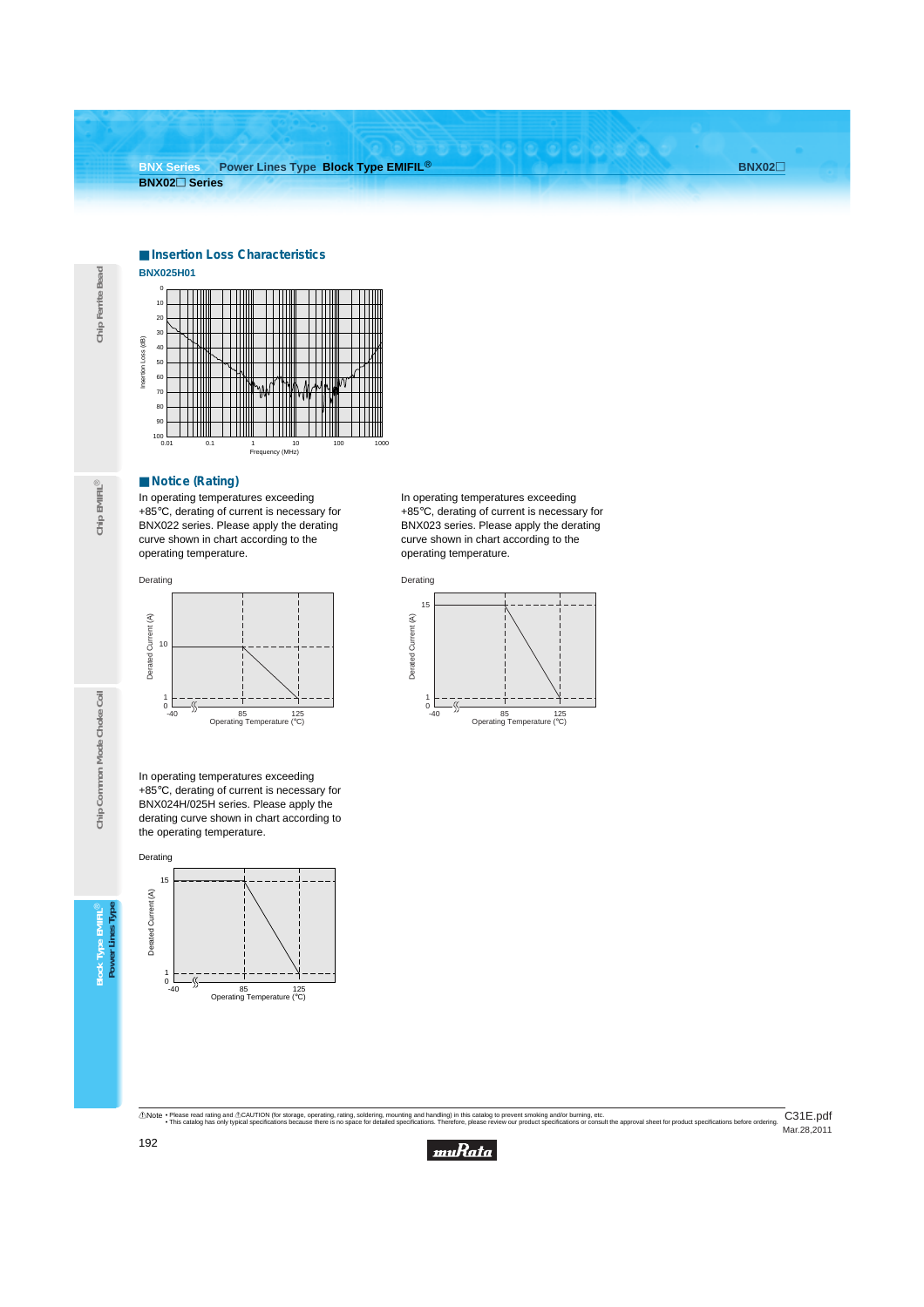## Insertion Loss Characteristics

**BNX025H01**

Insertion Loss (dB)

0
10
20
30
40
50
60
70
80
90
100

0.01 0.1 1 10 100 1000

Frequency (MHz)

## Notice (Rating)

In operating temperatures exceeding +85°C, derating of current is necessary for BNX022 series. Please apply the derating curve shown in chart according to the operating temperature.

Derating

Derated Current (A)

10
1
0
-40 85 125
Operating Temperature (°C)

In operating temperatures exceeding +85°C, derating of current is necessary for BNX023 series. Please apply the derating curve shown in chart according to the operating temperature.

Derating

Derated Current (A)

15
1
0
-40 85 125
Operating Temperature (°C)

In operating temperatures exceeding +85°C, derating of current is necessary for BNX024H/025H series. Please apply the derating curve shown in chart according to the operating temperature.

Derating

Derated Current (A)

15
1
0
-40 85 125
Operating Temperature (°C)

⚠Note • Please read rating and ⚠CAUTION (for storage, operating, rating, soldering, mounting and handling) in this catalog to prevent smoking and/or burning, etc.
• This catalog has only typical specifications because there is no space for detailed specifications. Therefore, please review our product specifications or consult the approval sheet for product specifications before ordering.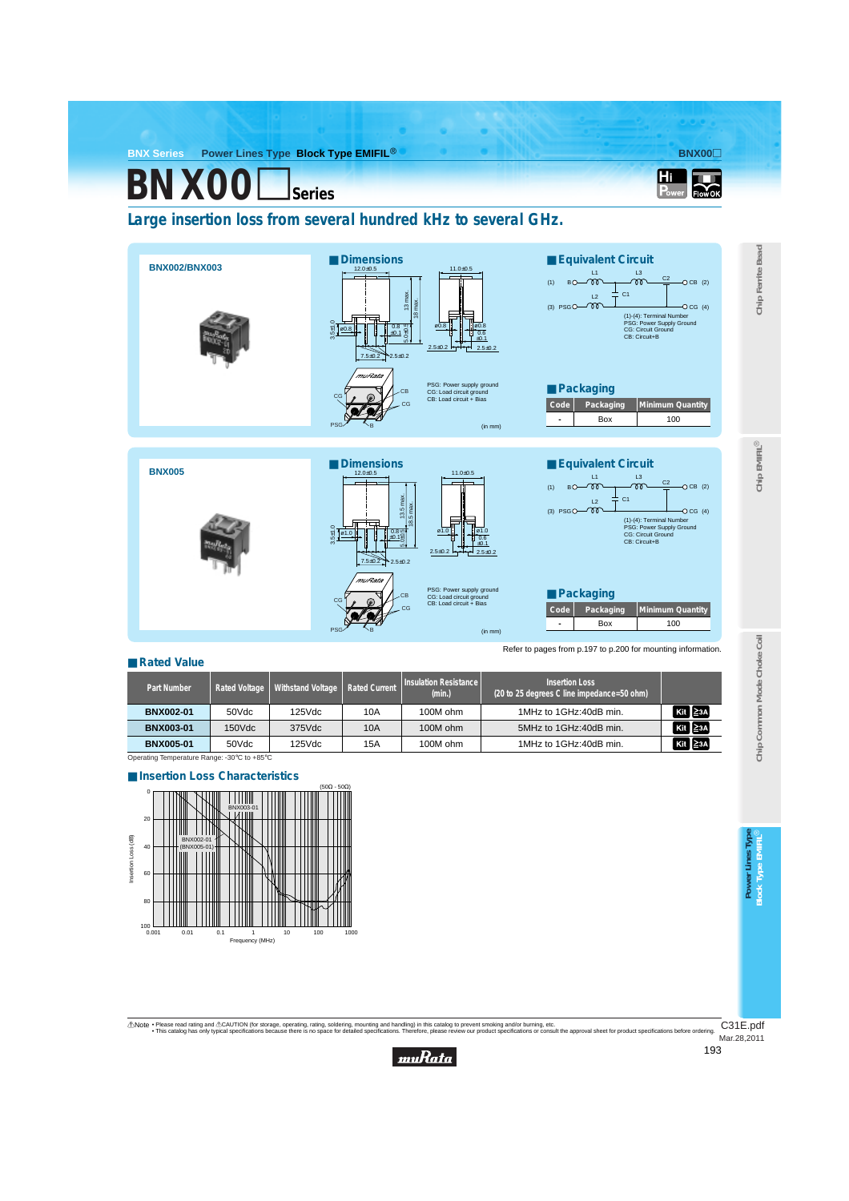# BNX00□ Series

## Large insertion loss from several hundred kHz to several GHz.

### BNX002/BNX003

#### Dimensions

PSG: Power supply ground
CG: Load circuit ground
CB: Load circuit + Bias

(in mm)

#### Equivalent Circuit

(1)-(4): Terminal Number
PSG: Power Supply Ground
CG: Circuit Ground
CB: Circuit+B

#### Packaging

| Code | Packaging | Minimum Quantity |
|---|---|---|
| - | Box | 100 |

### BNX005

#### Dimensions

PSG: Power supply ground
CG: Load circuit ground
CB: Load circuit + Bias

(in mm)

#### Equivalent Circuit

(1)-(4): Terminal Number
PSG: Power Supply Ground
CG: Circuit Ground
CB: Circuit+B

#### Packaging

| Code | Packaging | Minimum Quantity |
|---|---|---|
| - | Box | 100 |

Refer to pages from p.197 to p.200 for mounting information.

### Rated Value

| Part Number | Rated Voltage | Withstand Voltage | Rated Current | Insulation Resistance (min.) | Insertion Loss (20 to 25 degrees C line impedance=50 ohm) | |
|---|---|---|---|---|---|---|
| BNX002-01 | 50Vdc | 125Vdc | 10A | 100M ohm | 1MHz to 1GHz:40dB min. | Kit ≧3A |
| BNX003-01 | 150Vdc | 375Vdc | 10A | 100M ohm | 5MHz to 1GHz:40dB min. | Kit ≧3A |
| BNX005-01 | 50Vdc | 125Vdc | 15A | 100M ohm | 1MHz to 1GHz:40dB min. | Kit ≧3A |

Operating Temperature Range: -30℃ to +85℃

### Insertion Loss Characteristics

(50Ω - 50Ω)

BNX003-01
BNX002-01 (BNX005-01)

Insertion Loss (dB)

Frequency (MHz)

⚠Note • Please read rating and ⚠CAUTION (for storage, operating, rating, soldering, mounting and handling) in this catalog to prevent smoking and/or burning, etc.
• This catalog has only typical specifications because there is no space for detailed specifications. Therefore, please review our product specifications or consult the approval sheet for product specifications before ordering.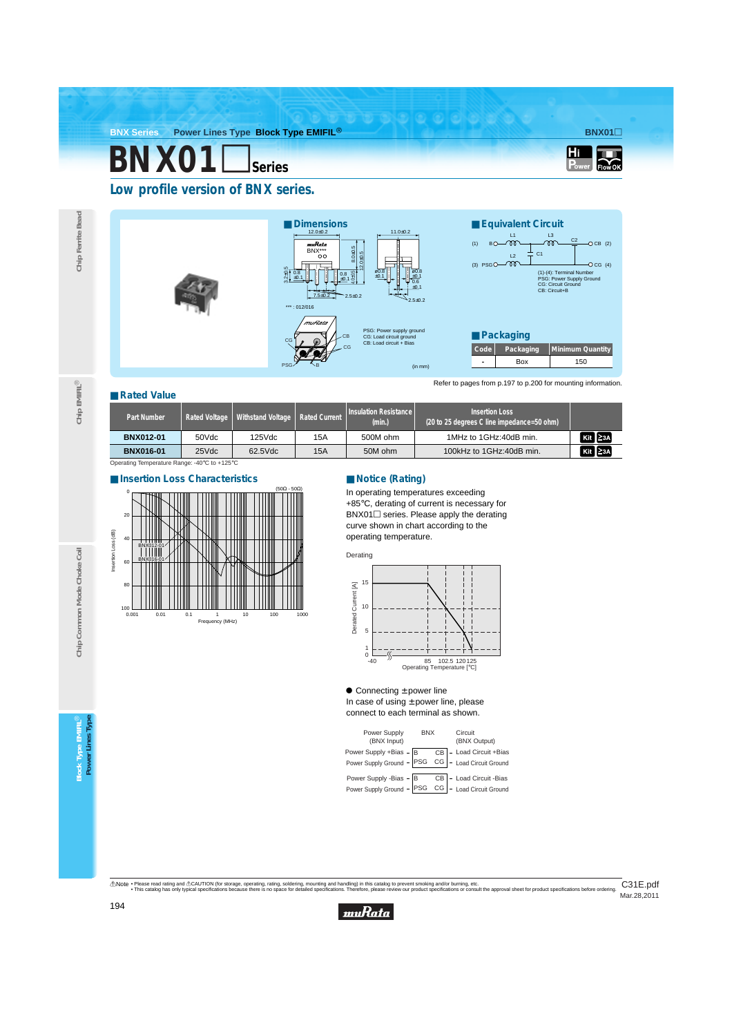# BNX01☐Series

## Low profile version of BNX series.

### Dimensions

(in mm)

PSG: Power supply ground
CG: Load circuit ground
CB: Load circuit + Bias

*** : 012/016

### Equivalent Circuit

(1)-(4): Terminal Number
PSG: Power Supply Ground
CG: Circuit Ground
CB: Circuit+B

### Packaging

| Code | Packaging | Minimum Quantity |
|---|---|---|
| - | Box | 150 |

Refer to pages from p.197 to p.200 for mounting information.

### Rated Value

| Part Number | Rated Voltage | Withstand Voltage | Rated Current | Insulation Resistance (min.) | Insertion Loss (20 to 25 degrees C line impedance=50 ohm) | |
|---|---|---|---|---|---|---|
| BNX012-01 | 50Vdc | 125Vdc | 15A | 500M ohm | 1MHz to 1GHz:40dB min. | Kit ≧3A |
| BNX016-01 | 25Vdc | 62.5Vdc | 15A | 50M ohm | 100kHz to 1GHz:40dB min. | Kit ≧3A |

Operating Temperature Range: -40°C to +125°C

### Insertion Loss Characteristics

### Notice (Rating)

In operating temperatures exceeding +85°C, derating of current is necessary for BNX01☐ series. Please apply the derating curve shown in chart according to the operating temperature.

Derating

● Connecting ±power line

In case of using ±power line, please connect to each terminal as shown.

| Power Supply (BNX Input) | BNX | | Circuit (BNX Output) |
|---|---|---|---|
| Power Supply +Bias | B | CB | Load Circuit +Bias |
| Power Supply Ground | PSG | CG | Load Circuit Ground |
| Power Supply -Bias | B | CB | Load Circuit -Bias |
| Power Supply Ground | PSG | CG | Load Circuit Ground |

⚠Note • Please read rating and ⚠CAUTION (for storage, operating, rating, soldering, mounting and handling) in this catalog to prevent smoking and/or burning, etc.
• This catalog has only typical specifications because there is no space for detailed specifications. Therefore, please review our product specifications or consult the approval sheet for product specifications before ordering.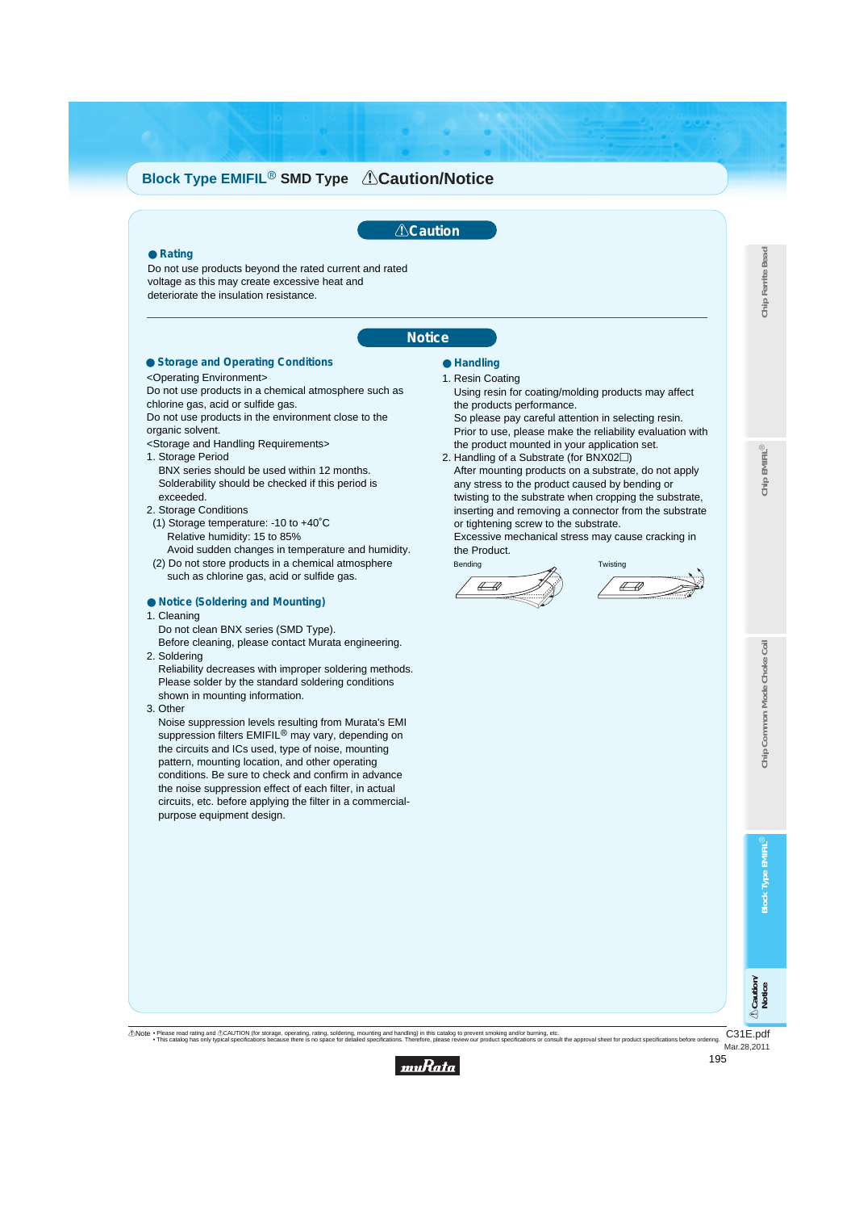# Block Type EMIFIL® SMD Type ⚠Caution/Notice

## ⚠Caution

● **Rating**

Do not use products beyond the rated current and rated voltage as this may create excessive heat and deteriorate the insulation resistance.

## Notice

● **Storage and Operating Conditions**

<Operating Environment>

Do not use products in a chemical atmosphere such as chlorine gas, acid or sulfide gas.

Do not use products in the environment close to the organic solvent.

<Storage and Handling Requirements>

1. Storage Period
   BNX series should be used within 12 months.
   Solderability should be checked if this period is exceeded.
2. Storage Conditions
   (1) Storage temperature: -10 to +40˚C
   Relative humidity: 15 to 85%
   Avoid sudden changes in temperature and humidity.
   (2) Do not store products in a chemical atmosphere such as chlorine gas, acid or sulfide gas.

● **Notice (Soldering and Mounting)**

1. Cleaning
   Do not clean BNX series (SMD Type).
   Before cleaning, please contact Murata engineering.
2. Soldering
   Reliability decreases with improper soldering methods.
   Please solder by the standard soldering conditions shown in mounting information.
3. Other
   Noise suppression levels resulting from Murata's EMI suppression filters EMIFIL® may vary, depending on the circuits and ICs used, type of noise, mounting pattern, mounting location, and other operating conditions. Be sure to check and confirm in advance the noise suppression effect of each filter, in actual circuits, etc. before applying the filter in a commercial-purpose equipment design.

● **Handling**

1. Resin Coating
   Using resin for coating/molding products may affect the products performance.
   So please pay careful attention in selecting resin.
   Prior to use, please make the reliability evaluation with the product mounted in your application set.
2. Handling of a Substrate (for BNX02☐)
   After mounting products on a substrate, do not apply any stress to the product caused by bending or twisting to the substrate when cropping the substrate, inserting and removing a connector from the substrate or tightening screw to the substrate.
   Excessive mechanical stress may cause cracking in the Product.

Bending    Twisting

⚠Note • Please read rating and ⚠CAUTION (for storage, operating, rating, soldering, mounting and handling) in this catalog to prevent smoking and/or burning, etc.
• This catalog has only typical specifications because there is no space for detailed specifications. Therefore, please review our product specifications or consult the approval sheet for product specifications before ordering.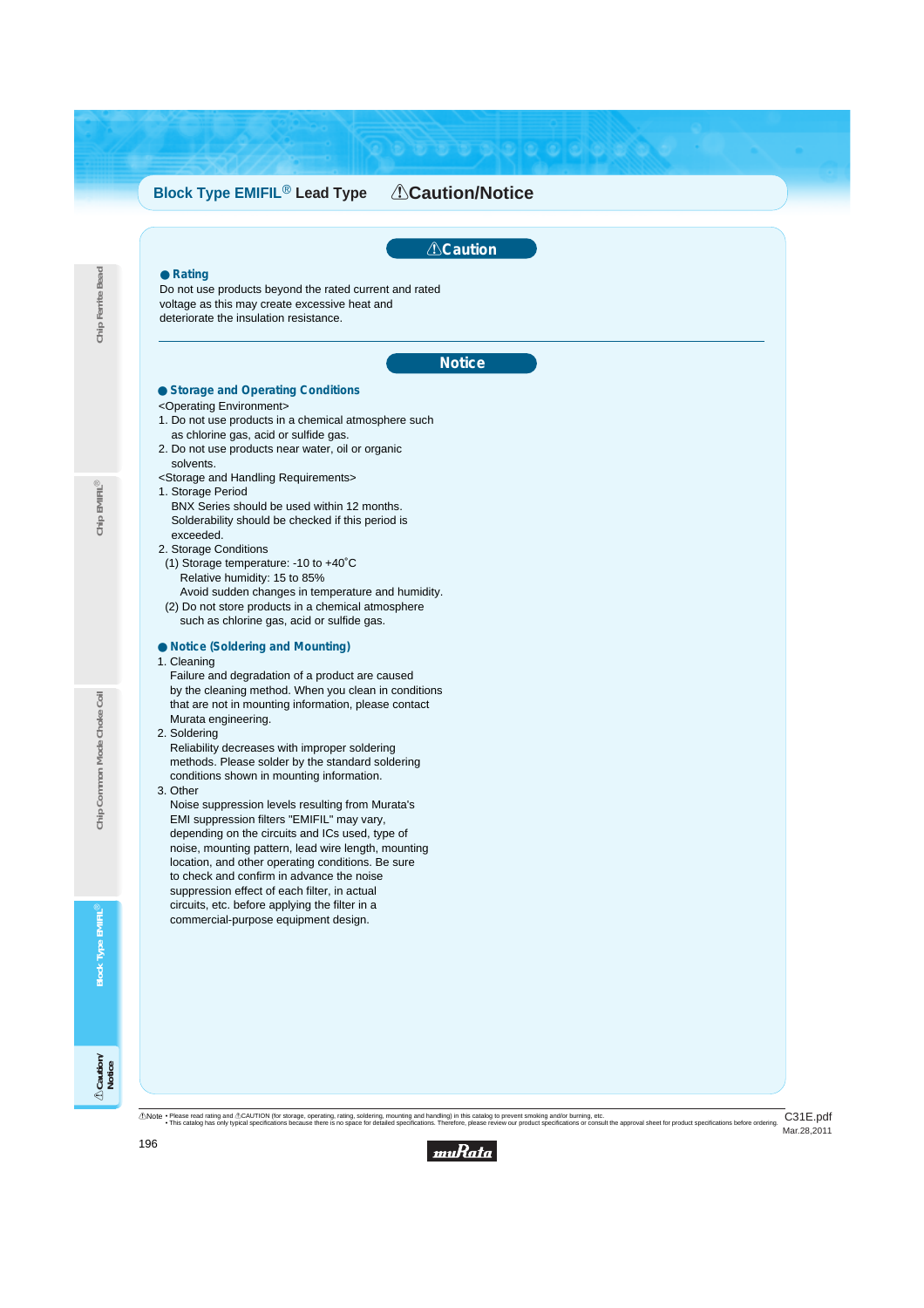# Block Type EMIFIL® Lead Type ⚠Caution/Notice

## ⚠Caution

### ● Rating

Do not use products beyond the rated current and rated voltage as this may create excessive heat and deteriorate the insulation resistance.

## Notice

### ● Storage and Operating Conditions

<Operating Environment>

1. Do not use products in a chemical atmosphere such as chlorine gas, acid or sulfide gas.
2. Do not use products near water, oil or organic solvents.

<Storage and Handling Requirements>

1. Storage Period
   BNX Series should be used within 12 months.
   Solderability should be checked if this period is exceeded.
2. Storage Conditions
   (1) Storage temperature: -10 to +40°C
   Relative humidity: 15 to 85%
   Avoid sudden changes in temperature and humidity.
   (2) Do not store products in a chemical atmosphere such as chlorine gas, acid or sulfide gas.

### ● Notice (Soldering and Mounting)

1. Cleaning
   Failure and degradation of a product are caused by the cleaning method. When you clean in conditions that are not in mounting information, please contact Murata engineering.
2. Soldering
   Reliability decreases with improper soldering methods. Please solder by the standard soldering conditions shown in mounting information.
3. Other
   Noise suppression levels resulting from Murata's EMI suppression filters "EMIFIL" may vary, depending on the circuits and ICs used, type of noise, mounting pattern, lead wire length, mounting location, and other operating conditions. Be sure to check and confirm in advance the noise suppression effect of each filter, in actual circuits, etc. before applying the filter in a commercial-purpose equipment design.

⚠Note • Please read rating and ⚠CAUTION (for storage, operating, rating, soldering, mounting and handling) in this catalog to prevent smoking and/or burning, etc.
• This catalog has only typical specifications because there is no space for detailed specifications. Therefore, please review our product specifications or consult the approval sheet for product specifications before ordering.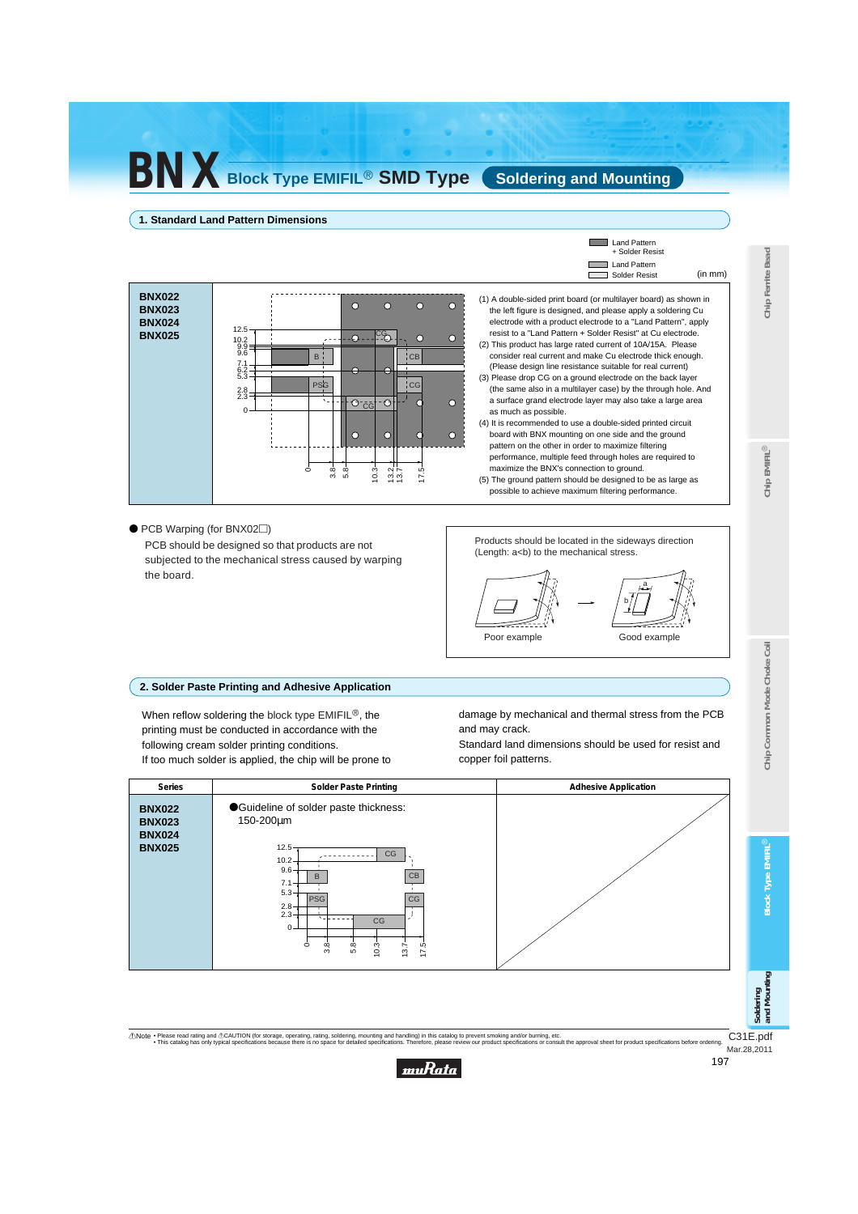# BNX Block Type EMIFIL® SMD Type Soldering and Mounting

## 1. Standard Land Pattern Dimensions

Land Pattern + Solder Resist
Land Pattern
Solder Resist

(in mm)

| BNX022<br>BNX023<br>BNX024<br>BNX025 | (1) A double-sided print board (or multilayer board) as shown in the left figure is designed, and please apply a soldering Cu electrode with a product electrode to a "Land Pattern", apply resist to a "Land Pattern + Solder Resist" at Cu electrode.<br>(2) This product has large rated current of 10A/15A. Please consider real current and make Cu electrode thick enough. (Please design line resistance suitable for real current)<br>(3) Please drop CG on a ground electrode on the back layer (the same also in a multilayer case) by the through hole. And a surface grand electrode layer may also take a large area as much as possible.<br>(4) It is recommended to use a double-sided printed circuit board with BNX mounting on one side and the ground pattern on the other in order to maximize filtering performance, multiple feed through holes are required to maximize the BNX's connection to ground.<br>(5) The ground pattern should be designed to be as large as possible to achieve maximum filtering performance. |
|---|---|

● PCB Warping (for BNX02☐)

PCB should be designed so that products are not subjected to the mechanical stress caused by warping the board.

Products should be located in the sideways direction (Length: a<b) to the mechanical stress.

Poor example → Good example

## 2. Solder Paste Printing and Adhesive Application

When reflow soldering the block type EMIFIL®, the printing must be conducted in accordance with the following cream solder printing conditions.
If too much solder is applied, the chip will be prone to damage by mechanical and thermal stress from the PCB and may crack.
Standard land dimensions should be used for resist and copper foil patterns.

| Series | Solder Paste Printing | Adhesive Application |
|---|---|---|
| BNX022<br>BNX023<br>BNX024<br>BNX025 | ●Guideline of solder paste thickness:<br>150-200µm | |

⚠Note • Please read rating and ⚠CAUTION (for storage, operating, rating, soldering, mounting and handling) in this catalog to prevent smoking and/or burning, etc.
• This catalog has only typical specifications because there is no space for detailed specifications. Therefore, please review our product specifications or consult the approval sheet for product specifications before ordering.

C31E.pdf
Mar.28,2011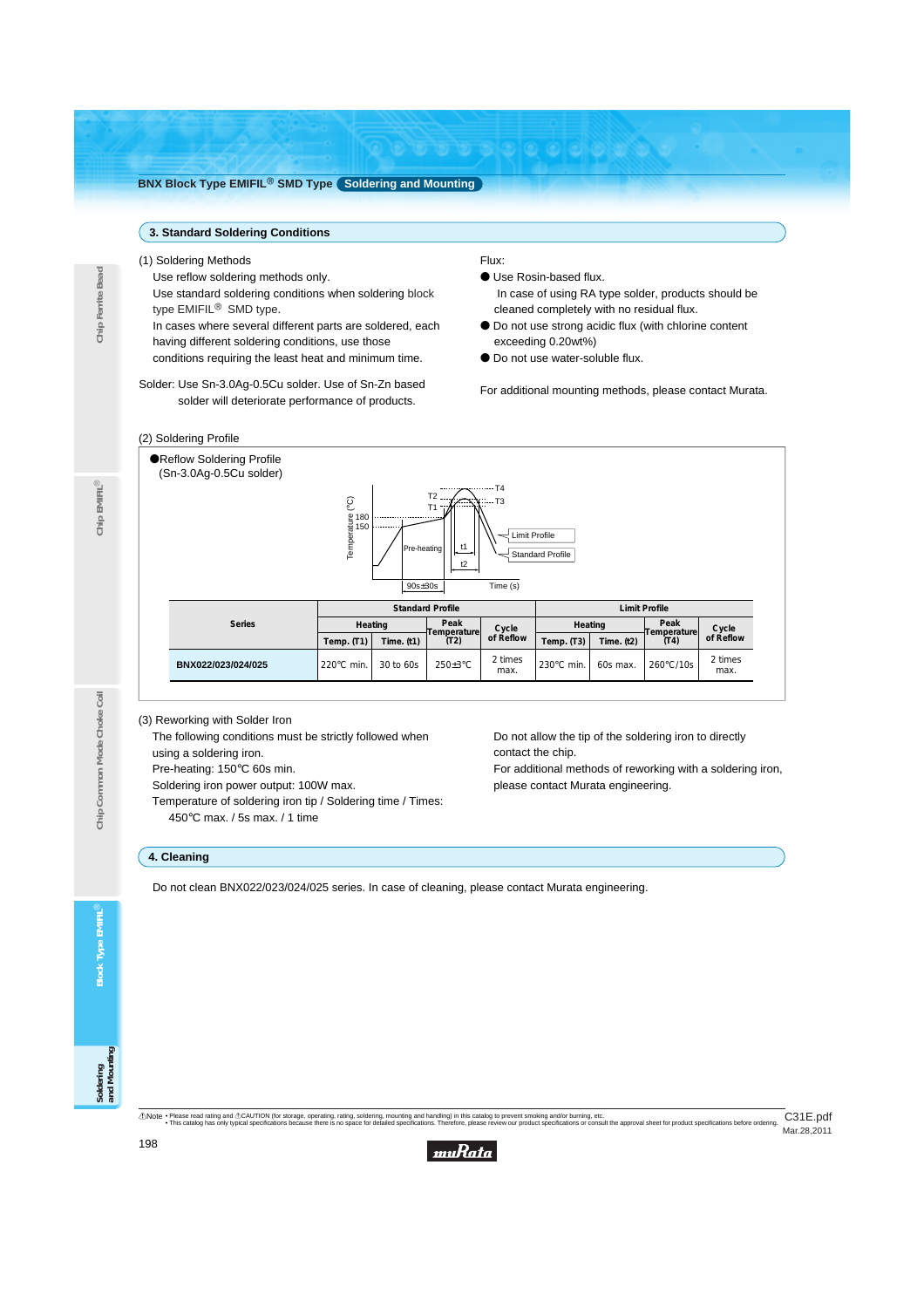## 3. Standard Soldering Conditions

(1) Soldering Methods

Use reflow soldering methods only.

Use standard soldering conditions when soldering block type EMIFIL® SMD type.

In cases where several different parts are soldered, each having different soldering conditions, use those conditions requiring the least heat and minimum time.

Solder: Use Sn-3.0Ag-0.5Cu solder. Use of Sn-Zn based solder will deteriorate performance of products.

Flux:

- Use Rosin-based flux.
  In case of using RA type solder, products should be cleaned completely with no residual flux.
- Do not use strong acidic flux (with chlorine content exceeding 0.20wt%)
- Do not use water-soluble flux.

For additional mounting methods, please contact Murata.

(2) Soldering Profile

●Reflow Soldering Profile
(Sn-3.0Ag-0.5Cu solder)

Temperature (°C): 180, 150, T1, T2, T3, T4; Pre-heating; 90s±30s; t1; t2; Time (s); Limit Profile; Standard Profile

| Series | Standard Profile | | | | Limit Profile | | | |
|---|---|---|---|---|---|---|---|---|
| | Heating | | Peak Temperature (T2) | Cycle of Reflow | Heating | | Peak Temperature (T4) | Cycle of Reflow |
| | Temp. (T1) | Time. (t1) | | | Temp. (T3) | Time. (t2) | | |
| BNX022/023/024/025 | 220°C min. | 30 to 60s | 250±3°C | 2 times max. | 230°C min. | 60s max. | 260°C/10s | 2 times max. |

(3) Reworking with Solder Iron

The following conditions must be strictly followed when using a soldering iron.

Pre-heating: 150°C 60s min.

Soldering iron power output: 100W max.

Temperature of soldering iron tip / Soldering time / Times:
450°C max. / 5s max. / 1 time

Do not allow the tip of the soldering iron to directly contact the chip.

For additional methods of reworking with a soldering iron, please contact Murata engineering.

## 4. Cleaning

Do not clean BNX022/023/024/025 series. In case of cleaning, please contact Murata engineering.

⚠Note • Please read rating and ⚠CAUTION (for storage, operating, rating, soldering, mounting and handling) in this catalog to prevent smoking and/or burning, etc.
• This catalog has only typical specifications because there is no space for detailed specifications. Therefore, please review our product specifications or consult the approval sheet for product specifications before ordering.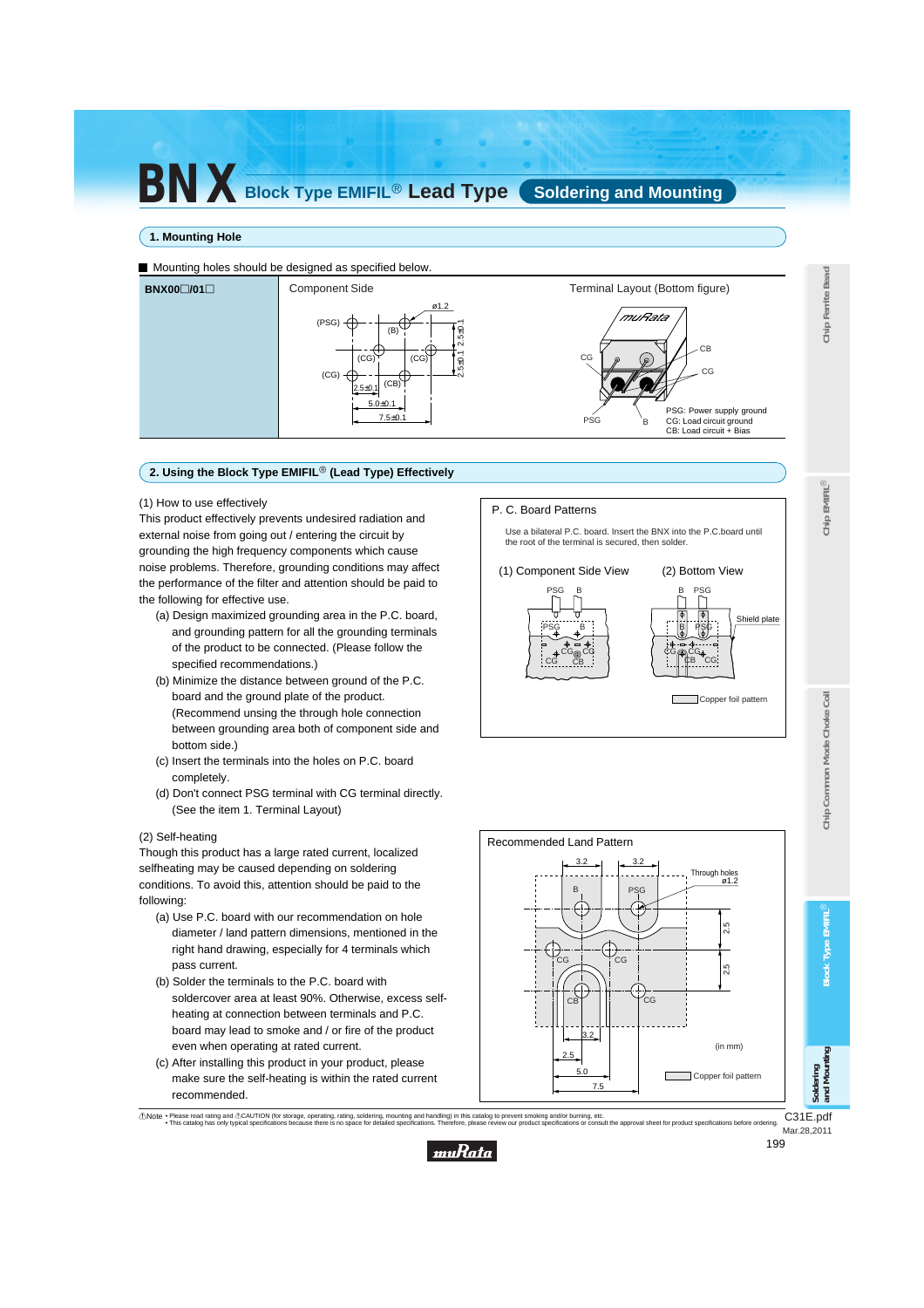# BNX Block Type EMIFIL® Lead Type Soldering and Mounting

## 1. Mounting Hole

■ Mounting holes should be designed as specified below.

| BNX00□/01□ | Component Side | Terminal Layout (Bottom figure) |
|---|---|---|
| | (PSG) (B) (CG) (CG) (CG) (CB) ø1.2 2.5±0.1 2.5±0.1 2.5±0.1 5.0±0.1 7.5±0.1 | PSG: Power supply ground<br>CG: Load circuit ground<br>CB: Load circuit + Bias |

## 2. Using the Block Type EMIFIL® (Lead Type) Effectively

(1) How to use effectively

This product effectively prevents undesired radiation and external noise from going out / entering the circuit by grounding the high frequency components which cause noise problems. Therefore, grounding conditions may affect the performance of the filter and attention should be paid to the following for effective use.

(a) Design maximized grounding area in the P.C. board, and grounding pattern for all the grounding terminals of the product to be connected. (Please follow the specified recommendations.)

(b) Minimize the distance between ground of the P.C. board and the ground plate of the product. (Recommend unsing the through hole connection between grounding area both of component side and bottom side.)

(c) Insert the terminals into the holes on P.C. board completely.

(d) Don't connect PSG terminal with CG terminal directly. (See the item 1. Terminal Layout)

**P. C. Board Patterns**

Use a bilateral P.C. board. Insert the BNX into the P.C.board until the root of the terminal is secured, then solder.

(1) Component Side View (2) Bottom View

Shield plate

Copper foil pattern

(2) Self-heating

Though this product has a large rated current, localized selfheating may be caused depending on soldering conditions. To avoid this, attention should be paid to the following:

(a) Use P.C. board with our recommendation on hole diameter / land pattern dimensions, mentioned in the right hand drawing, especially for 4 terminals which pass current.

(b) Solder the terminals to the P.C. board with soldercover area at least 90%. Otherwise, excess self-heating at connection between terminals and P.C. board may lead to smoke and / or fire of the product even when operating at rated current.

(c) After installing this product in your product, please make sure the self-heating is within the rated current recommended.

**Recommended Land Pattern**

Through holes ø1.2

(in mm)

Copper foil pattern

⚠Note • Please read rating and ⚠CAUTION (for storage, operating, rating, soldering, mounting and handling) in this catalog to prevent smoking and/or burning, etc.
• This catalog has only typical specifications because there is no space for detailed specifications. Therefore, please review our product specifications or consult the approval sheet for product specifications before ordering.

C31E.pdf
Mar.28,2011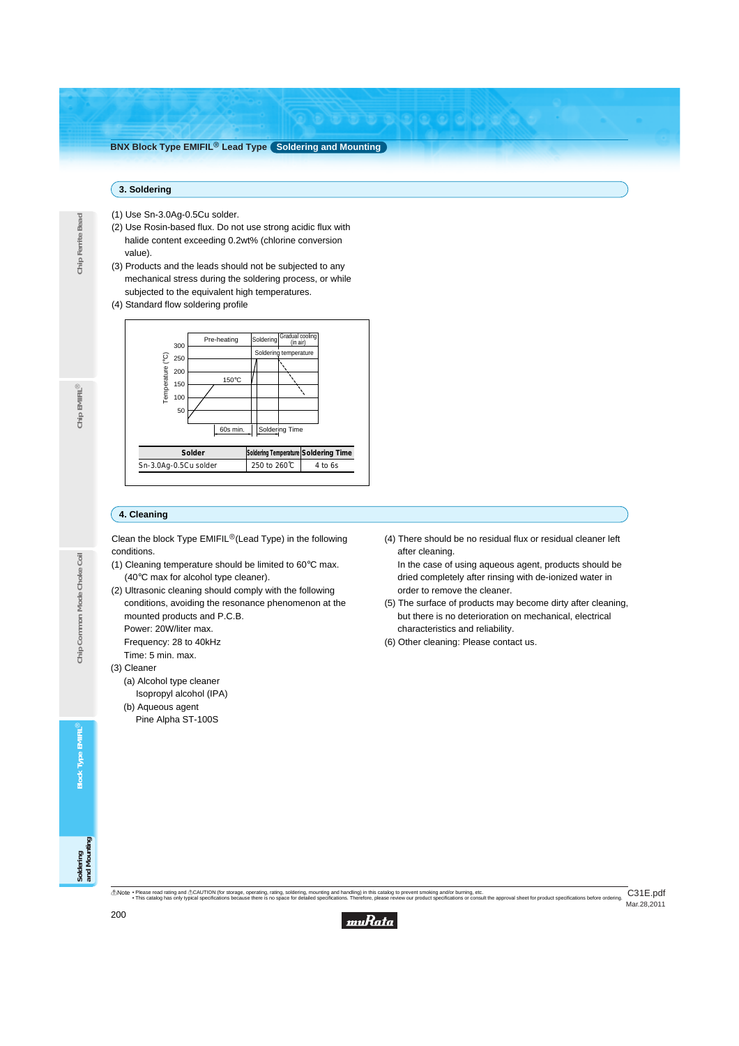## 3. Soldering

(1) Use Sn-3.0Ag-0.5Cu solder.
(2) Use Rosin-based flux. Do not use strong acidic flux with halide content exceeding 0.2wt% (chlorine conversion value).
(3) Products and the leads should not be subjected to any mechanical stress during the soldering process, or while subjected to the equivalent high temperatures.
(4) Standard flow soldering profile

Pre-heating | Soldering | Gradual cooling (in air)

Soldering temperature

150°C

Temperature (°C): 300, 250, 200, 150, 100, 50

60s min. | Soldering Time

| Solder | Soldering Temperature | Soldering Time |
|---|---|---|
| Sn-3.0Ag-0.5Cu solder | 250 to 260℃ | 4 to 6s |

## 4. Cleaning

Clean the block Type EMIFIL®(Lead Type) in the following conditions.

(1) Cleaning temperature should be limited to 60°C max. (40°C max for alcohol type cleaner).
(2) Ultrasonic cleaning should comply with the following conditions, avoiding the resonance phenomenon at the mounted products and P.C.B.
   Power: 20W/liter max.
   Frequency: 28 to 40kHz
   Time: 5 min. max.
(3) Cleaner
   (a) Alcohol type cleaner
      Isopropyl alcohol (IPA)
   (b) Aqueous agent
      Pine Alpha ST-100S
(4) There should be no residual flux or residual cleaner left after cleaning.
   In the case of using aqueous agent, products should be dried completely after rinsing with de-ionized water in order to remove the cleaner.
(5) The surface of products may become dirty after cleaning, but there is no deterioration on mechanical, electrical characteristics and reliability.
(6) Other cleaning: Please contact us.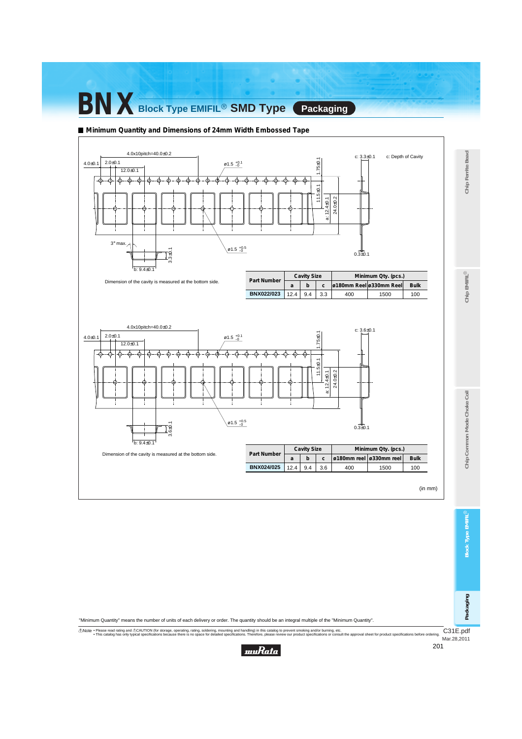# BNX Block Type EMIFIL® SMD Type Packaging

## Minimum Quantity and Dimensions of 24mm Width Embossed Tape

4.0x10pitch=40.0±0.2

4.0±0.1 2.0±0.1 12.0±0.1 ø1.5 $^{+0.1}_{-0}$ 1.75±0.1 11.5±0.1 a: 12.4±0.1 24.0±0.2 c: 3.3±0.1 c: Depth of Cavity

3° max. ø1.5 $^{+0.5}_{-0}$ 3.3±0.1 b: 9.4±0.1 0.3±0.1

Dimension of the cavity is measured at the bottom side.

| Part Number | Cavity Size | | | Minimum Qty. (pcs.) | | |
|---|---|---|---|---|---|---|
| | a | b | c | ø180mm Reel | ø330mm Reel | Bulk |
| BNX022/023 | 12.4 | 9.4 | 3.3 | 400 | 1500 | 100 |

4.0x10pitch=40.0±0.2

4.0±0.1 2.0±0.1 12.0±0.1 ø1.5 $^{+0.1}_{-0}$ 1.75±0.1 11.5±0.1 a: 12.4±0.1 24.0±0.2 c: 3.6±0.1

ø1.5 $^{+0.5}_{-0}$ 3.6±0.1 b: 9.4±0.1 0.3±0.1

Dimension of the cavity is measured at the bottom side.

| Part Number | Cavity Size | | | Minimum Qty. (pcs.) | | |
|---|---|---|---|---|---|---|
| | a | b | c | ø180mm reel | ø330mm reel | Bulk |
| BNX024/025 | 12.4 | 9.4 | 3.6 | 400 | 1500 | 100 |

(in mm)

"Minimum Quantity" means the number of units of each delivery or order. The quantity should be an integral multiple of the "Minimum Quantity".

⚠Note • Please read rating and ⚠CAUTION (for storage, operating, rating, soldering, mounting and handling) in this catalog to prevent smoking and/or burning, etc.
• This catalog has only typical specifications because there is no space for detailed specifications. Therefore, please review our product specifications or consult the approval sheet for product specifications before ordering.

C31E.pdf
Mar.28,2011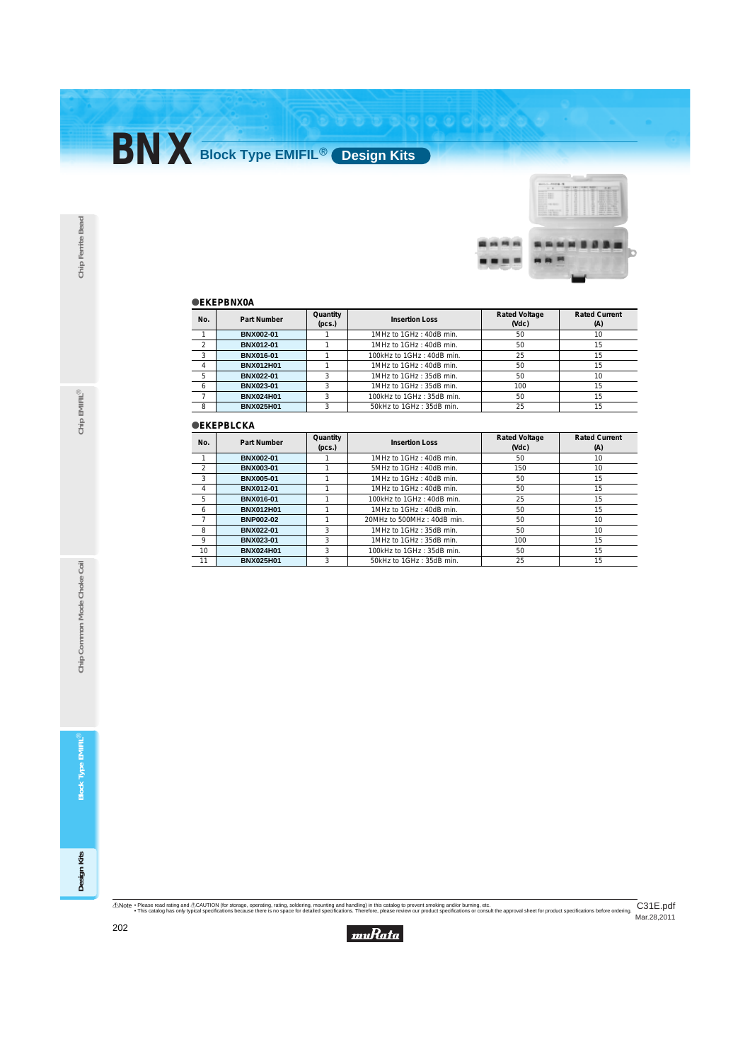# BNX Block Type EMIFIL® Design Kits

●EKEPBNX0A

| No. | Part Number | Quantity (pcs.) | Insertion Loss | Rated Voltage (Vdc) | Rated Current (A) |
|---|---|---|---|---|---|
| 1 | BNX002-01 | 1 | 1MHz to 1GHz : 40dB min. | 50 | 10 |
| 2 | BNX012-01 | 1 | 1MHz to 1GHz : 40dB min. | 50 | 15 |
| 3 | BNX016-01 | 1 | 100kHz to 1GHz : 40dB min. | 25 | 15 |
| 4 | BNX012H01 | 1 | 1MHz to 1GHz : 40dB min. | 50 | 15 |
| 5 | BNX022-01 | 3 | 1MHz to 1GHz : 35dB min. | 50 | 10 |
| 6 | BNX023-01 | 3 | 1MHz to 1GHz : 35dB min. | 100 | 15 |
| 7 | BNX024H01 | 3 | 100kHz to 1GHz : 35dB min. | 50 | 15 |
| 8 | BNX025H01 | 3 | 50kHz to 1GHz : 35dB min. | 25 | 15 |

●EKEPBLCKA

| No. | Part Number | Quantity (pcs.) | Insertion Loss | Rated Voltage (Vdc) | Rated Current (A) |
|---|---|---|---|---|---|
| 1 | BNX002-01 | 1 | 1MHz to 1GHz : 40dB min. | 50 | 10 |
| 2 | BNX003-01 | 1 | 5MHz to 1GHz : 40dB min. | 150 | 10 |
| 3 | BNX005-01 | 1 | 1MHz to 1GHz : 40dB min. | 50 | 15 |
| 4 | BNX012-01 | 1 | 1MHz to 1GHz : 40dB min. | 50 | 15 |
| 5 | BNX016-01 | 1 | 100kHz to 1GHz : 40dB min. | 25 | 15 |
| 6 | BNX012H01 | 1 | 1MHz to 1GHz : 40dB min. | 50 | 15 |
| 7 | BNP002-02 | 1 | 20MHz to 500MHz : 40dB min. | 50 | 10 |
| 8 | BNX022-01 | 3 | 1MHz to 1GHz : 35dB min. | 50 | 10 |
| 9 | BNX023-01 | 3 | 1MHz to 1GHz : 35dB min. | 100 | 15 |
| 10 | BNX024H01 | 3 | 100kHz to 1GHz : 35dB min. | 50 | 15 |
| 11 | BNX025H01 | 3 | 50kHz to 1GHz : 35dB min. | 25 | 15 |

⚠Note • Please read rating and ⚠CAUTION (for storage, operating, rating, soldering, mounting and handling) in this catalog to prevent smoking and/or burning, etc.
• This catalog has only typical specifications because there is no space for detailed specifications. Therefore, please review our product specifications or consult the approval sheet for product specifications before ordering.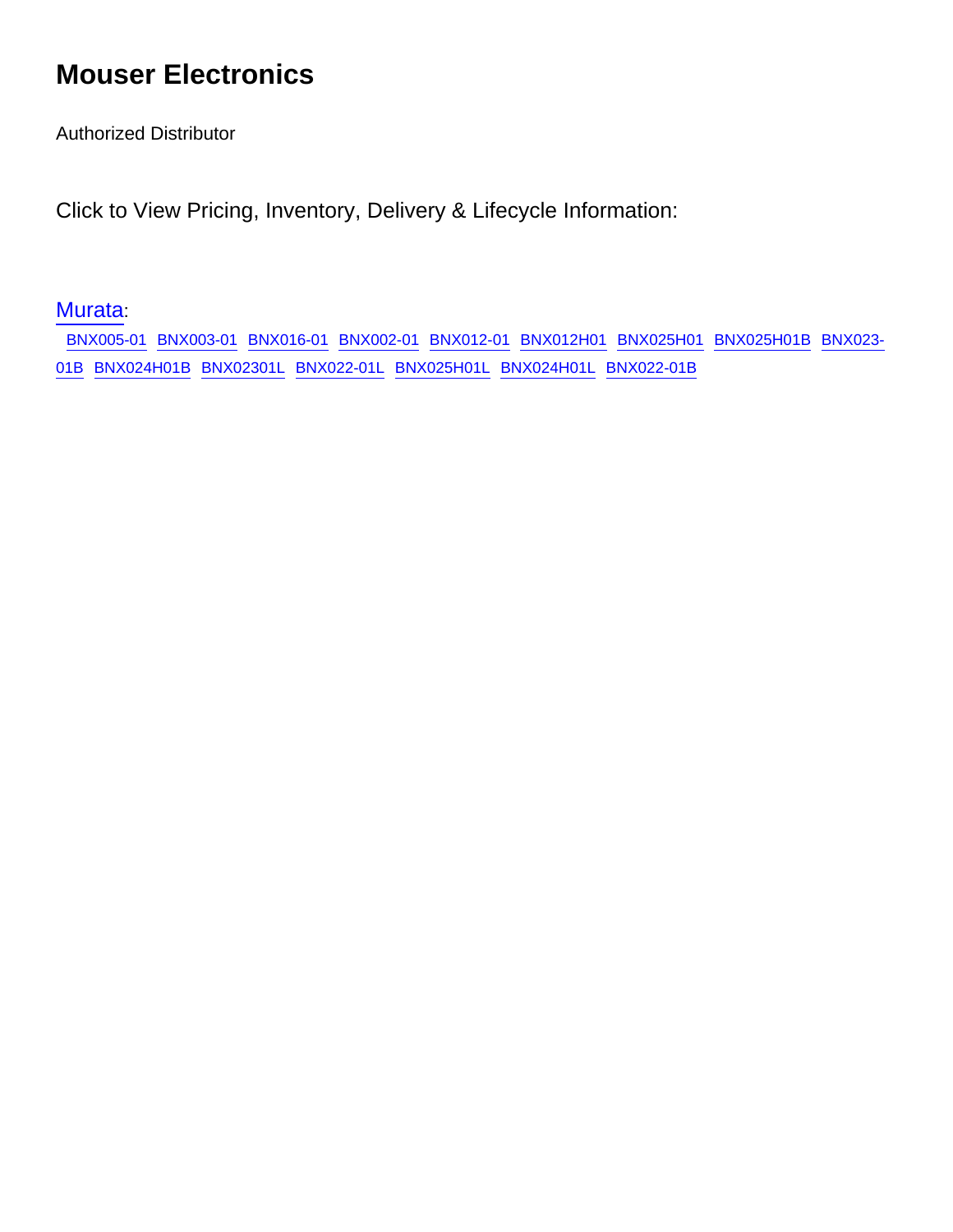# Mouser Electronics

Authorized Distributor

Click to View Pricing, Inventory, Delivery & Lifecycle Information:

Murata:

BNX005-01 BNX003-01 BNX016-01 BNX002-01 BNX012-01 BNX012H01 BNX025H01 BNX025H01B BNX023-01B BNX024H01B BNX02301L BNX022-01L BNX025H01L BNX024H01L BNX022-01B